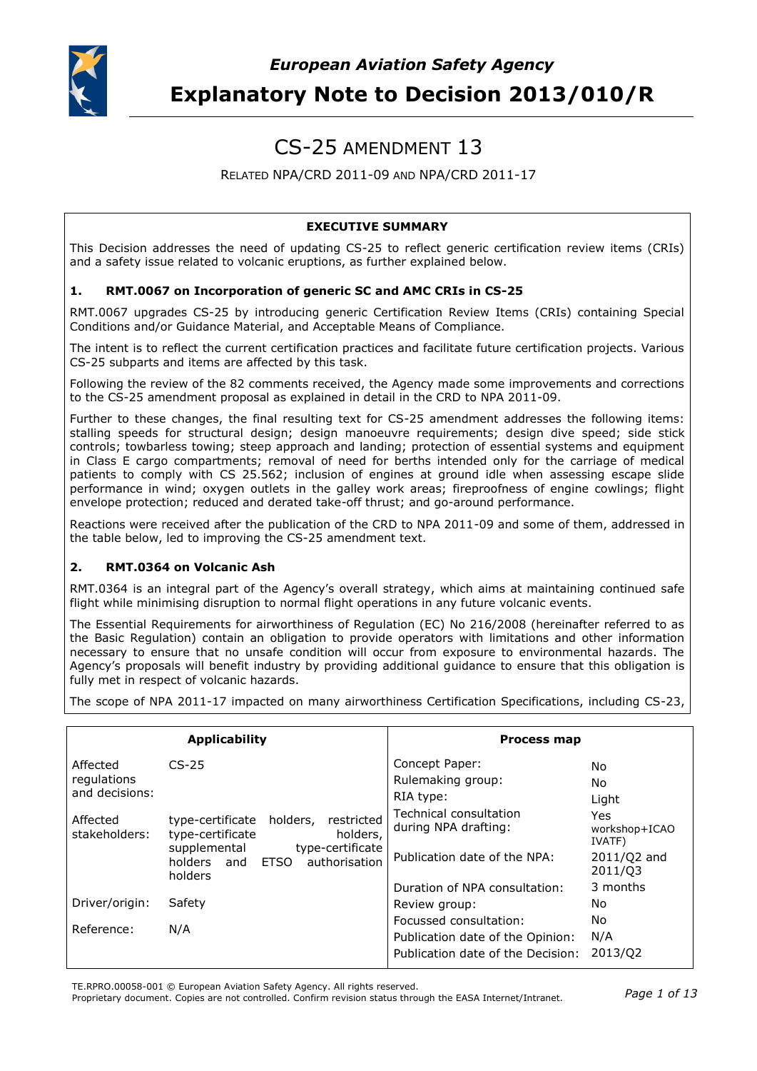*European Aviation Safety Agency*

# Explanatory Note to Decision 2013/010/R

## CS-25 AMENDMENT 13

RELATED NPA/CRD 2011-09 AND NPA/CRD 2011-17

**EXECUTIVE SUMMARY**

This Decision addresses the need of updating CS-25 to reflect generic certification review items (CRIs) and a safety issue related to volcanic eruptions, as further explained below.

### 1. RMT.0067 on Incorporation of generic SC and AMC CRIs in CS-25

RMT.0067 upgrades CS-25 by introducing generic Certification Review Items (CRIs) containing Special Conditions and/or Guidance Material, and Acceptable Means of Compliance.

The intent is to reflect the current certification practices and facilitate future certification projects. Various CS-25 subparts and items are affected by this task.

Following the review of the 82 comments received, the Agency made some improvements and corrections to the CS-25 amendment proposal as explained in detail in the CRD to NPA 2011-09.

Further to these changes, the final resulting text for CS-25 amendment addresses the following items: stalling speeds for structural design; design manoeuvre requirements; design dive speed; side stick controls; towbarless towing; steep approach and landing; protection of essential systems and equipment in Class E cargo compartments; removal of need for berths intended only for the carriage of medical patients to comply with CS 25.562; inclusion of engines at ground idle when assessing escape slide performance in wind; oxygen outlets in the galley work areas; fireproofness of engine cowlings; flight envelope protection; reduced and derated take-off thrust; and go-around performance.

Reactions were received after the publication of the CRD to NPA 2011-09 and some of them, addressed in the table below, led to improving the CS-25 amendment text.

### 2. RMT.0364 on Volcanic Ash

RMT.0364 is an integral part of the Agency's overall strategy, which aims at maintaining continued safe flight while minimising disruption to normal flight operations in any future volcanic events.

The Essential Requirements for airworthiness of Regulation (EC) No 216/2008 (hereinafter referred to as the Basic Regulation) contain an obligation to provide operators with limitations and other information necessary to ensure that no unsafe condition will occur from exposure to environmental hazards. The Agency's proposals will benefit industry by providing additional guidance to ensure that this obligation is fully met in respect of volcanic hazards.

The scope of NPA 2011-17 impacted on many airworthiness Certification Specifications, including CS-23,

| **Applicability** | | **Process map** | |
|---|---|---|---|
| Affected regulations and decisions: | CS-25 | Concept Paper: | No |
| | | Rulemaking group: | No |
| | | RIA type: | Light |
| Affected stakeholders: | type-certificate holders, restricted type-certificate holders, supplemental type-certificate holders and ETSO authorisation holders | Technical consultation during NPA drafting: | Yes workshop+ICAO IVATF) |
| | | Publication date of the NPA: | 2011/Q2 and 2011/Q3 |
| | | Duration of NPA consultation: | 3 months |
| Driver/origin: | Safety | Review group: | No |
| | | Focussed consultation: | No |
| Reference: | N/A | Publication date of the Opinion: | N/A |
| | | Publication date of the Decision: | 2013/Q2 |

TE.RPRO.00058-001 © European Aviation Safety Agency. All rights reserved.
Proprietary document. Copies are not controlled. Confirm revision status through the EASA Internet/Intranet.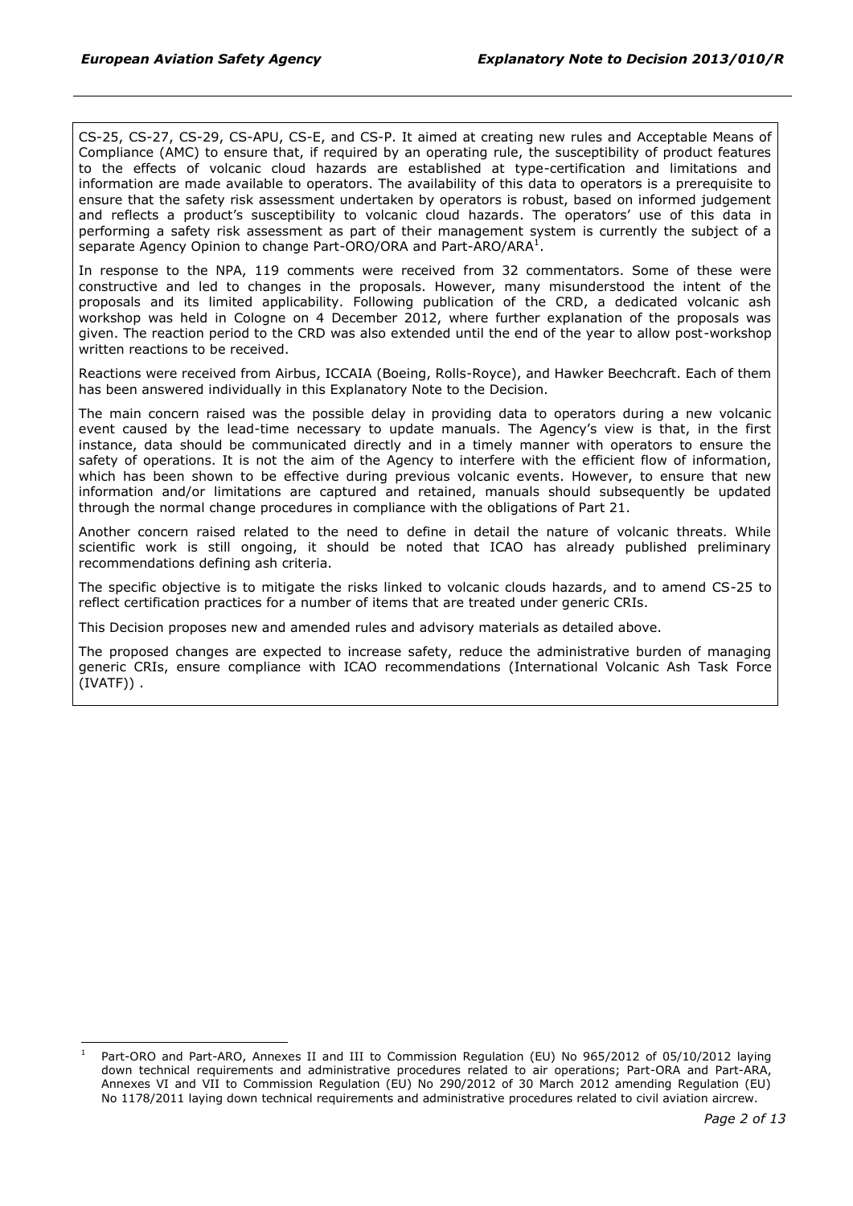CS-25, CS-27, CS-29, CS-APU, CS-E, and CS-P. It aimed at creating new rules and Acceptable Means of Compliance (AMC) to ensure that, if required by an operating rule, the susceptibility of product features to the effects of volcanic cloud hazards are established at type-certification and limitations and information are made available to operators. The availability of this data to operators is a prerequisite to ensure that the safety risk assessment undertaken by operators is robust, based on informed judgement and reflects a product's susceptibility to volcanic cloud hazards. The operators' use of this data in performing a safety risk assessment as part of their management system is currently the subject of a separate Agency Opinion to change Part-ORO/ORA and Part-ARO/ARA[1].

In response to the NPA, 119 comments were received from 32 commentators. Some of these were constructive and led to changes in the proposals. However, many misunderstood the intent of the proposals and its limited applicability. Following publication of the CRD, a dedicated volcanic ash workshop was held in Cologne on 4 December 2012, where further explanation of the proposals was given. The reaction period to the CRD was also extended until the end of the year to allow post-workshop written reactions to be received.

Reactions were received from Airbus, ICCAIA (Boeing, Rolls-Royce), and Hawker Beechcraft. Each of them has been answered individually in this Explanatory Note to the Decision.

The main concern raised was the possible delay in providing data to operators during a new volcanic event caused by the lead-time necessary to update manuals. The Agency's view is that, in the first instance, data should be communicated directly and in a timely manner with operators to ensure the safety of operations. It is not the aim of the Agency to interfere with the efficient flow of information, which has been shown to be effective during previous volcanic events. However, to ensure that new information and/or limitations are captured and retained, manuals should subsequently be updated through the normal change procedures in compliance with the obligations of Part 21.

Another concern raised related to the need to define in detail the nature of volcanic threats. While scientific work is still ongoing, it should be noted that ICAO has already published preliminary recommendations defining ash criteria.

The specific objective is to mitigate the risks linked to volcanic clouds hazards, and to amend CS-25 to reflect certification practices for a number of items that are treated under generic CRIs.

This Decision proposes new and amended rules and advisory materials as detailed above.

The proposed changes are expected to increase safety, reduce the administrative burden of managing generic CRIs, ensure compliance with ICAO recommendations (International Volcanic Ash Task Force (IVATF)) .

---

[1] Part-ORO and Part-ARO, Annexes II and III to Commission Regulation (EU) No 965/2012 of 05/10/2012 laying down technical requirements and administrative procedures related to air operations; Part-ORA and Part-ARA, Annexes VI and VII to Commission Regulation (EU) No 290/2012 of 30 March 2012 amending Regulation (EU) No 1178/2011 laying down technical requirements and administrative procedures related to civil aviation aircrew.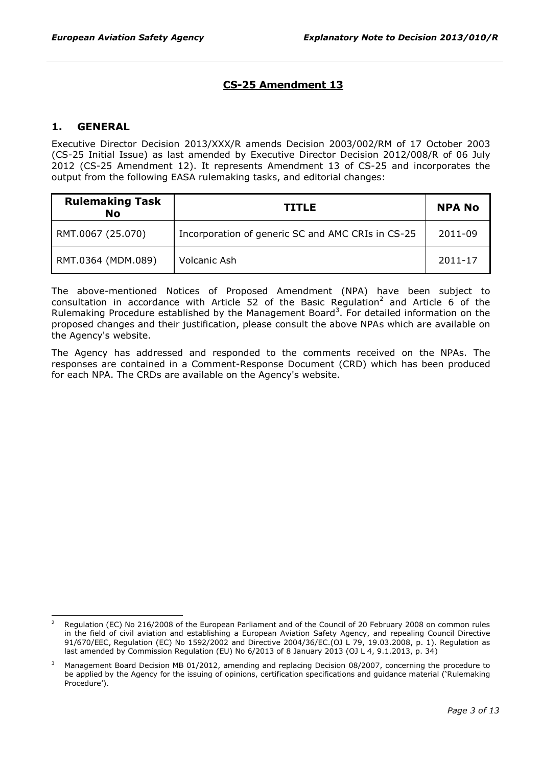# CS-25 Amendment 13

## 1. GENERAL

Executive Director Decision 2013/XXX/R amends Decision 2003/002/RM of 17 October 2003 (CS-25 Initial Issue) as last amended by Executive Director Decision 2012/008/R of 06 July 2012 (CS-25 Amendment 12). It represents Amendment 13 of CS-25 and incorporates the output from the following EASA rulemaking tasks, and editorial changes:

| Rulemaking Task No | TITLE | NPA No |
|---|---|---|
| RMT.0067 (25.070) | Incorporation of generic SC and AMC CRIs in CS-25 | 2011-09 |
| RMT.0364 (MDM.089) | Volcanic Ash | 2011-17 |

The above-mentioned Notices of Proposed Amendment (NPA) have been subject to consultation in accordance with Article 52 of the Basic Regulation[2] and Article 6 of the Rulemaking Procedure established by the Management Board[3]. For detailed information on the proposed changes and their justification, please consult the above NPAs which are available on the Agency's website.

The Agency has addressed and responded to the comments received on the NPAs. The responses are contained in a Comment-Response Document (CRD) which has been produced for each NPA. The CRDs are available on the Agency's website.

---

[2] Regulation (EC) No 216/2008 of the European Parliament and of the Council of 20 February 2008 on common rules in the field of civil aviation and establishing a European Aviation Safety Agency, and repealing Council Directive 91/670/EEC, Regulation (EC) No 1592/2002 and Directive 2004/36/EC.(OJ L 79, 19.03.2008, p. 1). Regulation as last amended by Commission Regulation (EU) No 6/2013 of 8 January 2013 (OJ L 4, 9.1.2013, p. 34)

[3] Management Board Decision MB 01/2012, amending and replacing Decision 08/2007, concerning the procedure to be applied by the Agency for the issuing of opinions, certification specifications and guidance material ('Rulemaking Procedure').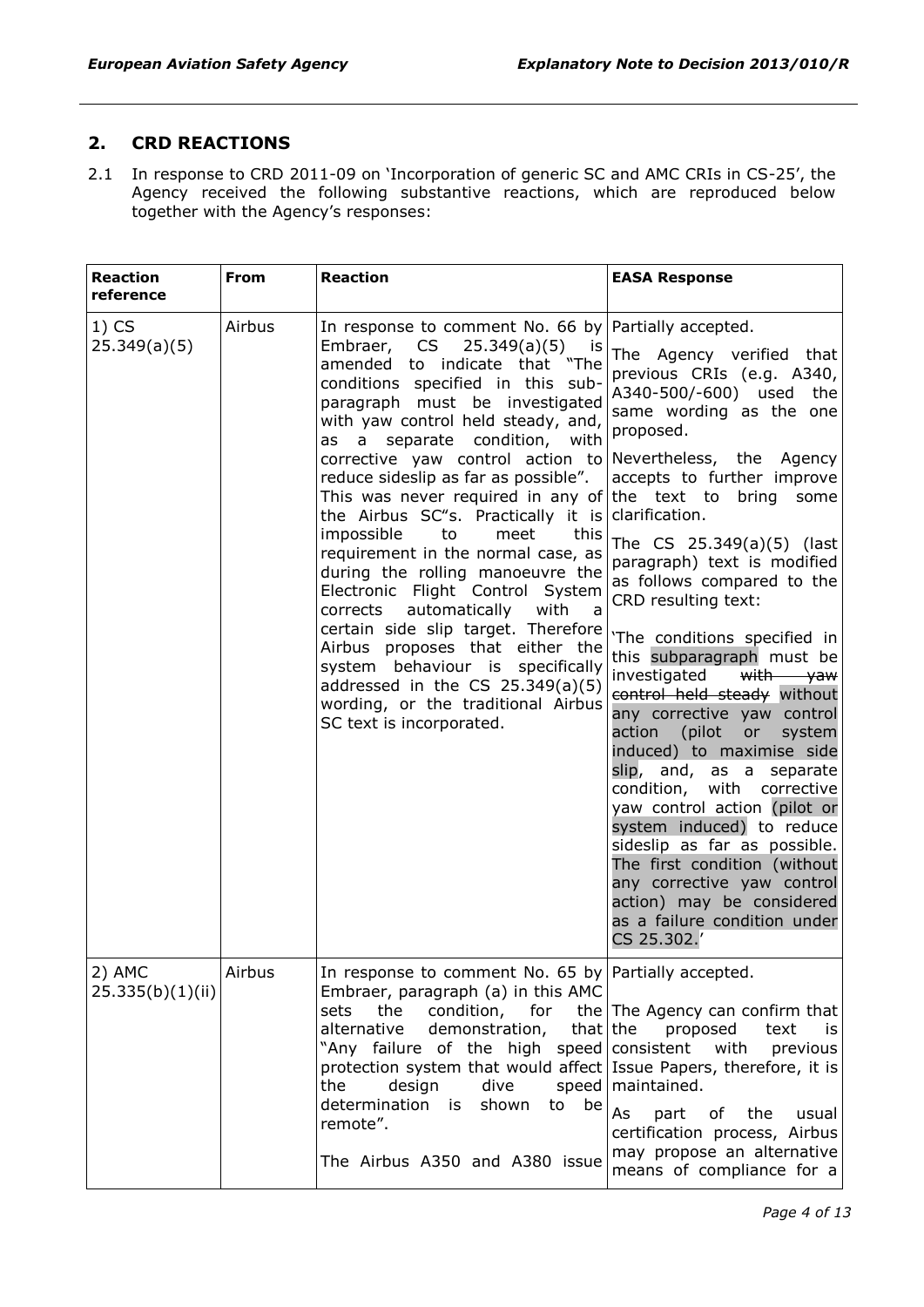## 2. CRD REACTIONS

2.1 In response to CRD 2011-09 on 'Incorporation of generic SC and AMC CRIs in CS-25', the Agency received the following substantive reactions, which are reproduced below together with the Agency's responses:

| Reaction reference | From | Reaction | EASA Response |
|---|---|---|---|
| 1) CS 25.349(a)(5) | Airbus | In response to comment No. 66 by Embraer, CS 25.349(a)(5) is amended to indicate that "The conditions specified in this sub-paragraph must be investigated with yaw control held steady, and, as a separate condition, with corrective yaw control action to reduce sideslip as far as possible". This was never required in any of the Airbus SC"s. Practically it is impossible to meet this requirement in the normal case, as during the rolling manoeuvre the Electronic Flight Control System corrects automatically with a certain side slip target. Therefore Airbus proposes that either the system behaviour is specifically addressed in the CS 25.349(a)(5) wording, or the traditional Airbus SC text is incorporated. | Partially accepted.<br><br>The Agency verified that previous CRIs (e.g. A340, A340-500/-600) used the same wording as the one proposed.<br><br>Nevertheless, the Agency accepts to further improve the text to bring some clarification.<br><br>The CS 25.349(a)(5) (last paragraph) text is modified as follows compared to the CRD resulting text:<br><br>'The conditions specified in this subparagraph must be investigated ~~with yaw control held steady~~ without any corrective yaw control action (pilot or system induced) to maximise side slip, and, as a separate condition, with corrective yaw control action (pilot or system induced) to reduce sideslip as far as possible. The first condition (without any corrective yaw control action) may be considered as a failure condition under CS 25.302.' |
| 2) AMC 25.335(b)(1)(ii) | Airbus | In response to comment No. 65 by Embraer, paragraph (a) in this AMC sets the condition, for the alternative demonstration, that "Any failure of the high speed protection system that would affect the design dive speed determination is shown to be remote".<br><br>The Airbus A350 and A380 issue | Partially accepted.<br><br>The Agency can confirm that the proposed text is consistent with previous Issue Papers, therefore, it is maintained.<br><br>As part of the usual certification process, Airbus may propose an alternative means of compliance for a |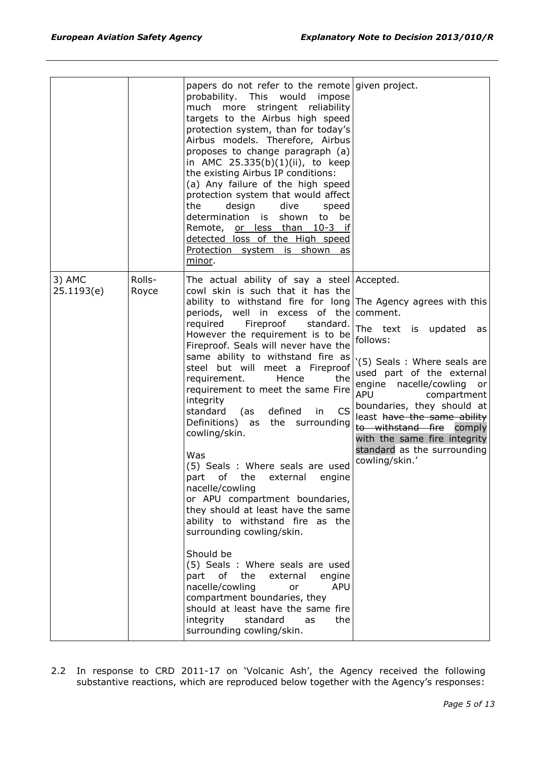| | | | |
|---|---|---|---|
| | | papers do not refer to the remote probability. This would impose much more stringent reliability targets to the Airbus high speed protection system, than for today's Airbus models. Therefore, Airbus proposes to change paragraph (a) in AMC 25.335(b)(1)(ii), to keep the existing Airbus IP conditions:<br>(a) Any failure of the high speed protection system that would affect the design dive speed determination is shown to be Remote, <u>or less than 10-3 if detected loss of the High speed Protection system is shown as minor</u>. | given project. |
| 3) AMC 25.1193(e) | Rolls-Royce | The actual ability of say a steel cowl skin is such that it has the ability to withstand fire for long periods, well in excess of the required Fireproof standard. However the requirement is to be Fireproof. Seals will never have the same ability to withstand fire as steel but will meet a Fireproof requirement. Hence the requirement to meet the same Fire integrity standard (as defined in CS Definitions) as the surrounding cowling/skin.<br><br>Was<br>(5) Seals : Where seals are used part of the external engine nacelle/cowling or APU compartment boundaries, they should at least have the same ability to withstand fire as the surrounding cowling/skin.<br><br>Should be<br>(5) Seals : Where seals are used part of the external engine nacelle/cowling or APU compartment boundaries, they should at least have the same fire integrity standard as the surrounding cowling/skin. | Accepted.<br><br>The Agency agrees with this comment.<br><br>The text is updated as follows:<br><br>'(5) Seals : Where seals are used part of the external engine nacelle/cowling or APU compartment boundaries, they should at least ~~have the same ability to withstand fire~~ comply with the same fire integrity standard as the surrounding cowling/skin.' |

2.2 In response to CRD 2011-17 on 'Volcanic Ash', the Agency received the following substantive reactions, which are reproduced below together with the Agency's responses: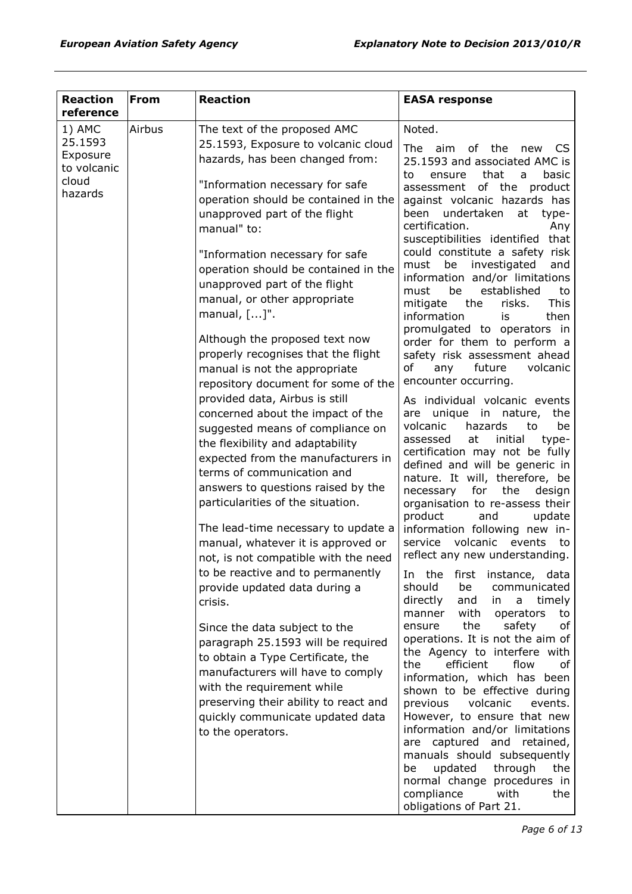| Reaction reference | From | Reaction | EASA response |
|---|---|---|---|
| 1) AMC 25.1593 Exposure to volcanic cloud hazards | Airbus | The text of the proposed AMC 25.1593, Exposure to volcanic cloud hazards, has been changed from:<br><br>"Information necessary for safe operation should be contained in the unapproved part of the flight manual" to:<br><br>"Information necessary for safe operation should be contained in the unapproved part of the flight manual, or other appropriate manual, [...]".<br><br>Although the proposed text now properly recognises that the flight manual is not the appropriate repository document for some of the provided data, Airbus is still concerned about the impact of the suggested means of compliance on the flexibility and adaptability expected from the manufacturers in terms of communication and answers to questions raised by the particularities of the situation.<br><br>The lead-time necessary to update a manual, whatever it is approved or not, is not compatible with the need to be reactive and to permanently provide updated data during a crisis.<br><br>Since the data subject to the paragraph 25.1593 will be required to obtain a Type Certificate, the manufacturers will have to comply with the requirement while preserving their ability to react and quickly communicate updated data to the operators. | Noted.<br><br>The aim of the new CS 25.1593 and associated AMC is to ensure that a basic assessment of the product against volcanic hazards has been undertaken at type-certification. Any susceptibilities identified that could constitute a safety risk must be investigated and information and/or limitations must be established to mitigate the risks. This information is then promulgated to operators in order for them to perform a safety risk assessment ahead of any future volcanic encounter occurring.<br><br>As individual volcanic events are unique in nature, the volcanic hazards to be assessed at initial type-certification may not be fully defined and will be generic in nature. It will, therefore, be necessary for the design organisation to re-assess their product and update information following new in-service volcanic events to reflect any new understanding.<br><br>In the first instance, data should be communicated directly and in a timely manner with operators to ensure the safety of operations. It is not the aim of the Agency to interfere with the efficient flow of information, which has been shown to be effective during previous volcanic events. However, to ensure that new information and/or limitations are captured and retained, manuals should subsequently be updated through the normal change procedures in compliance with the obligations of Part 21. |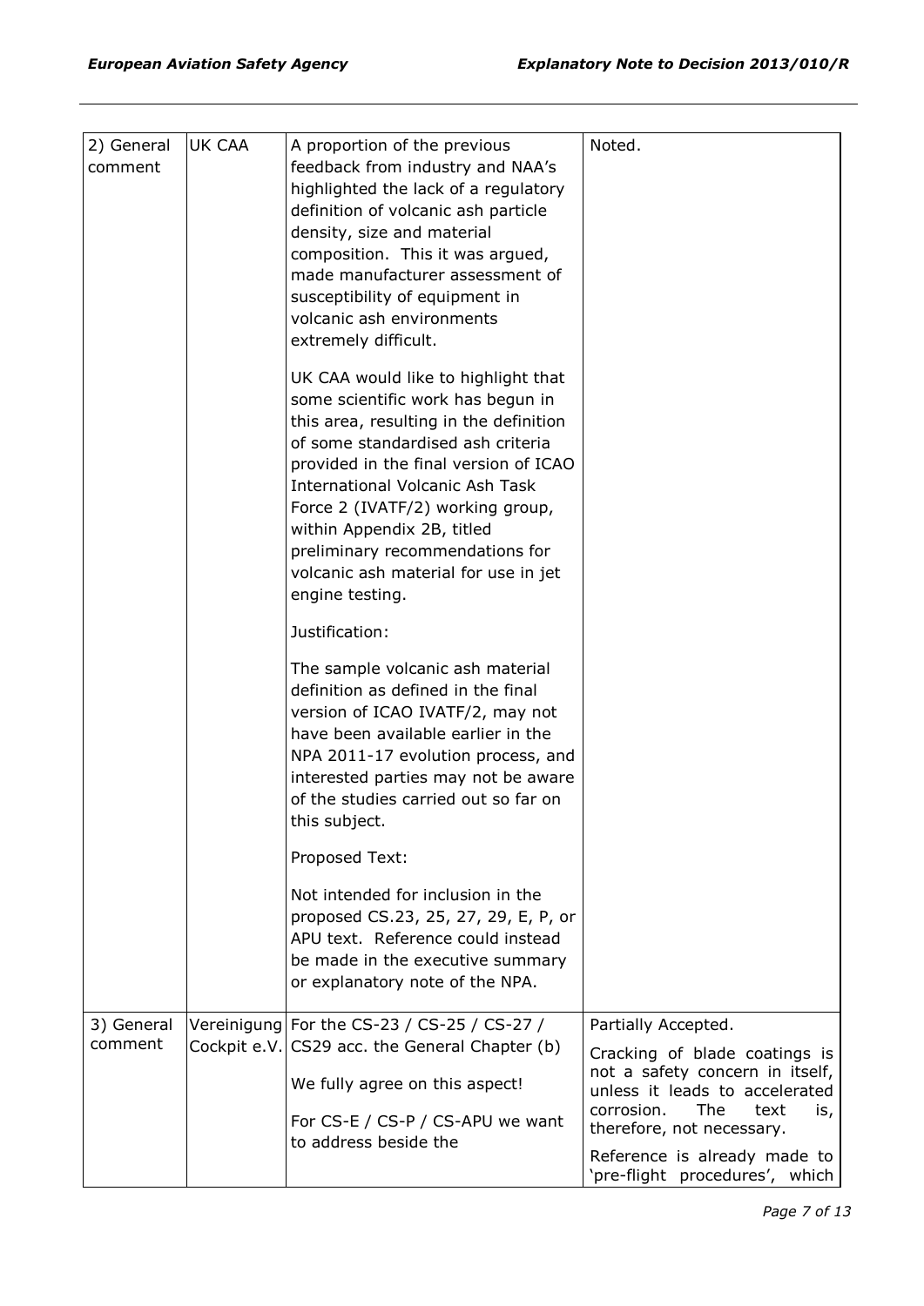| 2) General comment | UK CAA | A proportion of the previous feedback from industry and NAA's highlighted the lack of a regulatory definition of volcanic ash particle density, size and material composition. This it was argued, made manufacturer assessment of susceptibility of equipment in volcanic ash environments extremely difficult.<br><br>UK CAA would like to highlight that some scientific work has begun in this area, resulting in the definition of some standardised ash criteria provided in the final version of ICAO International Volcanic Ash Task Force 2 (IVATF/2) working group, within Appendix 2B, titled preliminary recommendations for volcanic ash material for use in jet engine testing.<br><br>Justification:<br><br>The sample volcanic ash material definition as defined in the final version of ICAO IVATF/2, may not have been available earlier in the NPA 2011-17 evolution process, and interested parties may not be aware of the studies carried out so far on this subject.<br><br>Proposed Text:<br><br>Not intended for inclusion in the proposed CS.23, 25, 27, 29, E, P, or APU text. Reference could instead be made in the executive summary or explanatory note of the NPA. | Noted. |
|---|---|---|---|
| 3) General comment | Vereinigung Cockpit e.V. | For the CS-23 / CS-25 / CS-27 / CS29 acc. the General Chapter (b)<br><br>We fully agree on this aspect!<br><br>For CS-E / CS-P / CS-APU we want to address beside the | Partially Accepted.<br><br>Cracking of blade coatings is not a safety concern in itself, unless it leads to accelerated corrosion. The text is, therefore, not necessary.<br><br>Reference is already made to 'pre-flight procedures', which |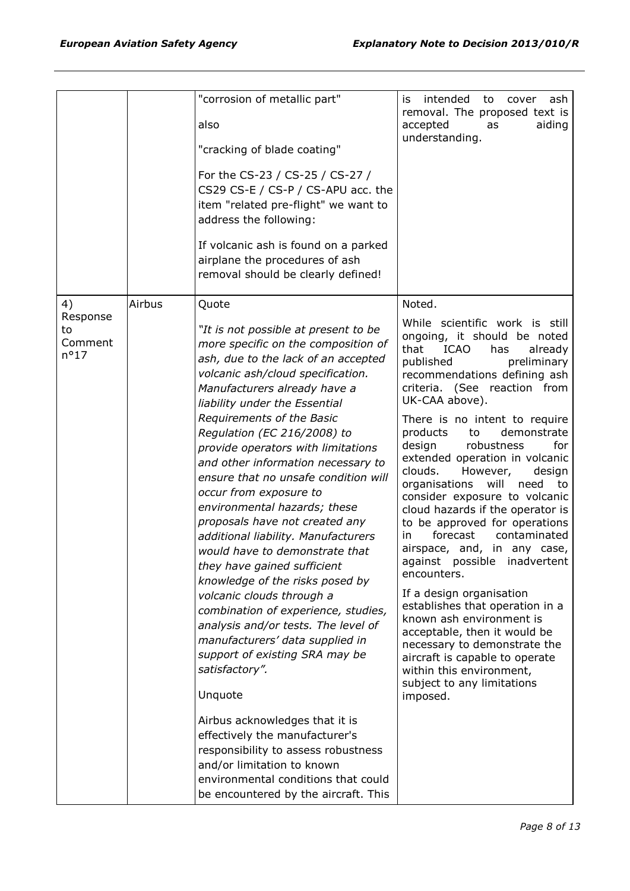| | | | |
|---|---|---|---|
| | | "corrosion of metallic part"<br><br>also<br><br>"cracking of blade coating"<br><br>For the CS-23 / CS-25 / CS-27 / CS29 CS-E / CS-P / CS-APU acc. the item "related pre-flight" we want to address the following:<br><br>If volcanic ash is found on a parked airplane the procedures of ash removal should be clearly defined! | is intended to cover ash removal. The proposed text is accepted as aiding understanding. |
| 4) Response to Comment n°17 | Airbus | Quote<br><br>*"It is not possible at present to be more specific on the composition of ash, due to the lack of an accepted volcanic ash/cloud specification. Manufacturers already have a liability under the Essential Requirements of the Basic Regulation (EC 216/2008) to provide operators with limitations and other information necessary to ensure that no unsafe condition will occur from exposure to environmental hazards; these proposals have not created any additional liability. Manufacturers would have to demonstrate that they have gained sufficient knowledge of the risks posed by volcanic clouds through a combination of experience, studies, analysis and/or tests. The level of manufacturers' data supplied in support of existing SRA may be satisfactory".*<br><br>Unquote<br><br>Airbus acknowledges that it is effectively the manufacturer's responsibility to assess robustness and/or limitation to known environmental conditions that could be encountered by the aircraft. This | Noted.<br><br>While scientific work is still ongoing, it should be noted that ICAO has already published preliminary recommendations defining ash criteria. (See reaction from UK-CAA above).<br><br>There is no intent to require products to demonstrate design robustness for extended operation in volcanic clouds. However, design organisations will need to consider exposure to volcanic cloud hazards if the operator is to be approved for operations in forecast contaminated airspace, and, in any case, against possible inadvertent encounters.<br><br>If a design organisation establishes that operation in a known ash environment is acceptable, then it would be necessary to demonstrate the aircraft is capable to operate within this environment, subject to any limitations imposed. |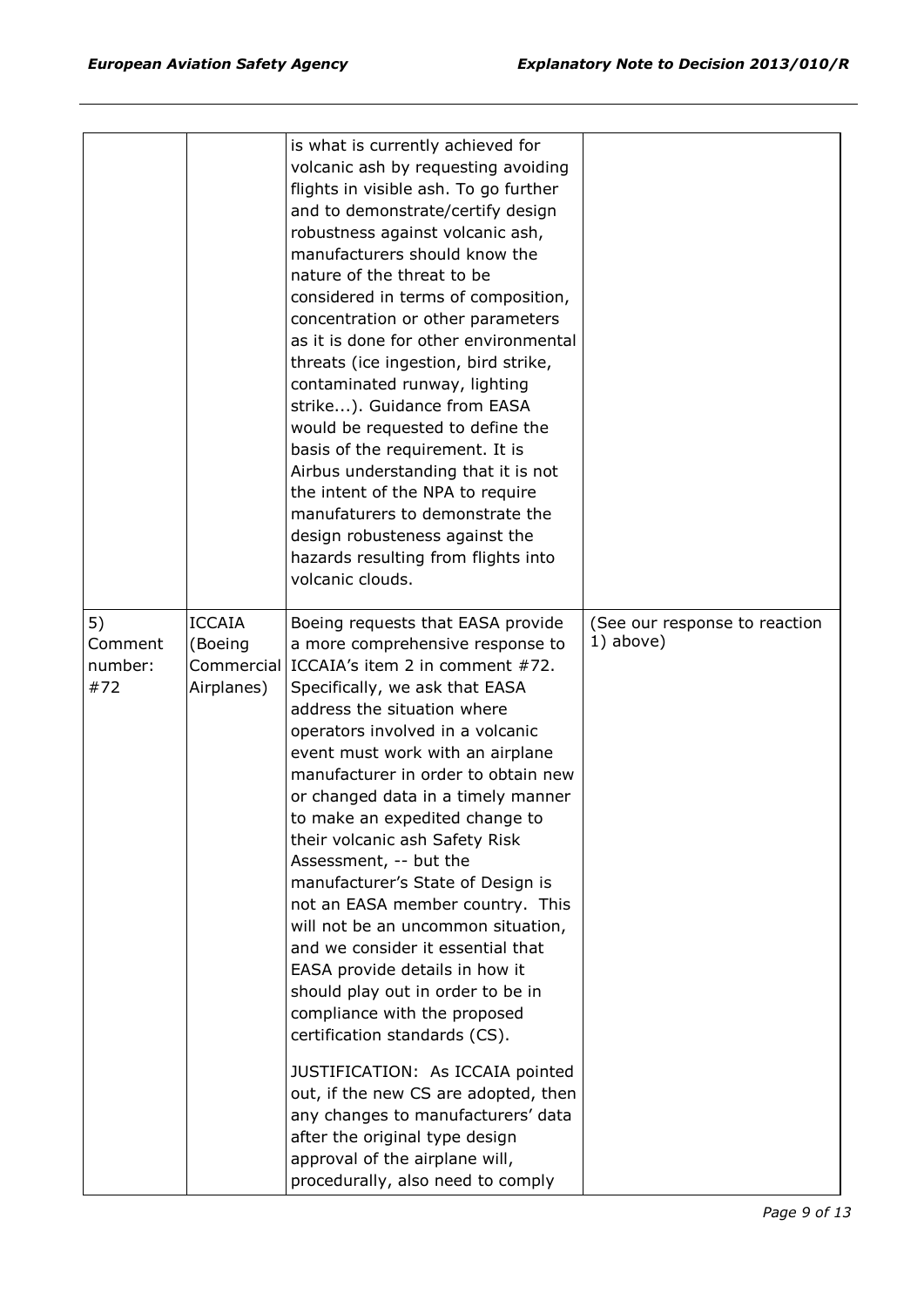| | | | |
|---|---|---|---|
| | | is what is currently achieved for volcanic ash by requesting avoiding flights in visible ash. To go further and to demonstrate/certify design robustness against volcanic ash, manufacturers should know the nature of the threat to be considered in terms of composition, concentration or other parameters as it is done for other environmental threats (ice ingestion, bird strike, contaminated runway, lighting strike...). Guidance from EASA would be requested to define the basis of the requirement. It is Airbus understanding that it is not the intent of the NPA to require manufacturers to demonstrate the design robusteness against the hazards resulting from flights into volcanic clouds. | |
| 5) Comment number: #72 | ICCAIA (Boeing Commercial Airplanes) | Boeing requests that EASA provide a more comprehensive response to ICCAIA's item 2 in comment #72. Specifically, we ask that EASA address the situation where operators involved in a volcanic event must work with an airplane manufacturer in order to obtain new or changed data in a timely manner to make an expedited change to their volcanic ash Safety Risk Assessment, -- but the manufacturer's State of Design is not an EASA member country. This will not be an uncommon situation, and we consider it essential that EASA provide details in how it should play out in order to be in compliance with the proposed certification standards (CS).<br><br>JUSTIFICATION: As ICCAIA pointed out, if the new CS are adopted, then any changes to manufacturers' data after the original type design approval of the airplane will, procedurally, also need to comply | (See our response to reaction 1) above) |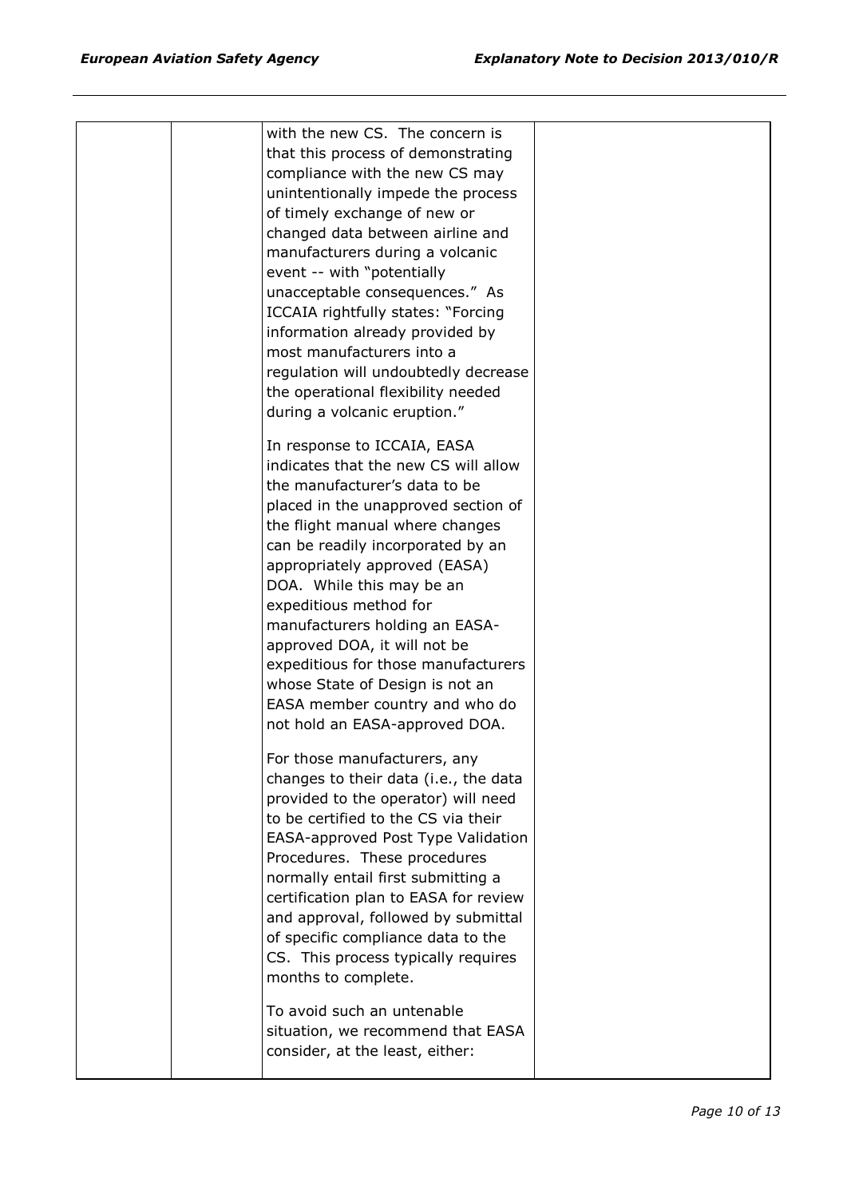|  |  |  |  |
|---|---|---|---|
|  |  | with the new CS. The concern is that this process of demonstrating compliance with the new CS may unintentionally impede the process of timely exchange of new or changed data between airline and manufacturers during a volcanic event -- with "potentially unacceptable consequences." As ICCAIA rightfully states: "Forcing information already provided by most manufacturers into a regulation will undoubtedly decrease the operational flexibility needed during a volcanic eruption."<br><br>In response to ICCAIA, EASA indicates that the new CS will allow the manufacturer's data to be placed in the unapproved section of the flight manual where changes can be readily incorporated by an appropriately approved (EASA) DOA. While this may be an expeditious method for manufacturers holding an EASA-approved DOA, it will not be expeditious for those manufacturers whose State of Design is not an EASA member country and who do not hold an EASA-approved DOA.<br><br>For those manufacturers, any changes to their data (i.e., the data provided to the operator) will need to be certified to the CS via their EASA-approved Post Type Validation Procedures. These procedures normally entail first submitting a certification plan to EASA for review and approval, followed by submittal of specific compliance data to the CS. This process typically requires months to complete.<br><br>To avoid such an untenable situation, we recommend that EASA consider, at the least, either: |  |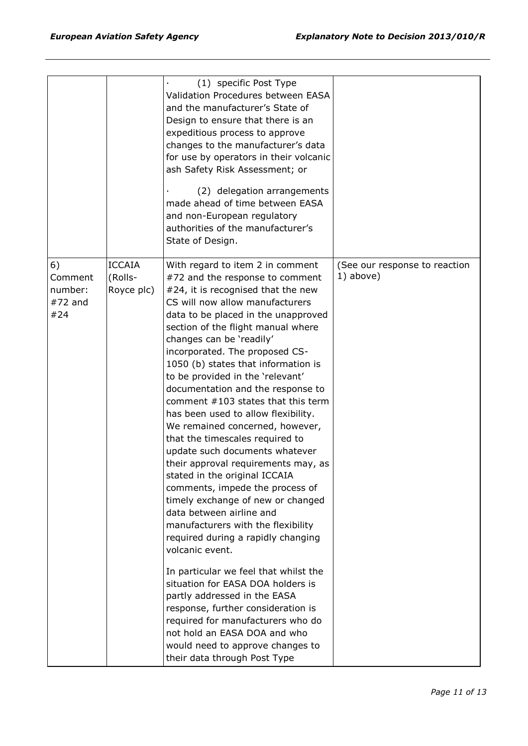| | | · (1) specific Post Type Validation Procedures between EASA and the manufacturer's State of Design to ensure that there is an expeditious process to approve changes to the manufacturer's data for use by operators in their volcanic ash Safety Risk Assessment; or<br><br>· (2) delegation arrangements made ahead of time between EASA and non-European regulatory authorities of the manufacturer's State of Design. | |
|---|---|---|---|
| 6) Comment number: #72 and #24 | ICCAIA (Rolls-Royce plc) | With regard to item 2 in comment #72 and the response to comment #24, it is recognised that the new CS will now allow manufacturers data to be placed in the unapproved section of the flight manual where changes can be 'readily' incorporated. The proposed CS-1050 (b) states that information is to be provided in the 'relevant' documentation and the response to comment #103 states that this term has been used to allow flexibility. We remained concerned, however, that the timescales required to update such documents whatever their approval requirements may, as stated in the original ICCAIA comments, impede the process of timely exchange of new or changed data between airline and manufacturers with the flexibility required during a rapidly changing volcanic event.<br><br>In particular we feel that whilst the situation for EASA DOA holders is partly addressed in the EASA response, further consideration is required for manufacturers who do not hold an EASA DOA and who would need to approve changes to their data through Post Type | (See our response to reaction 1) above) |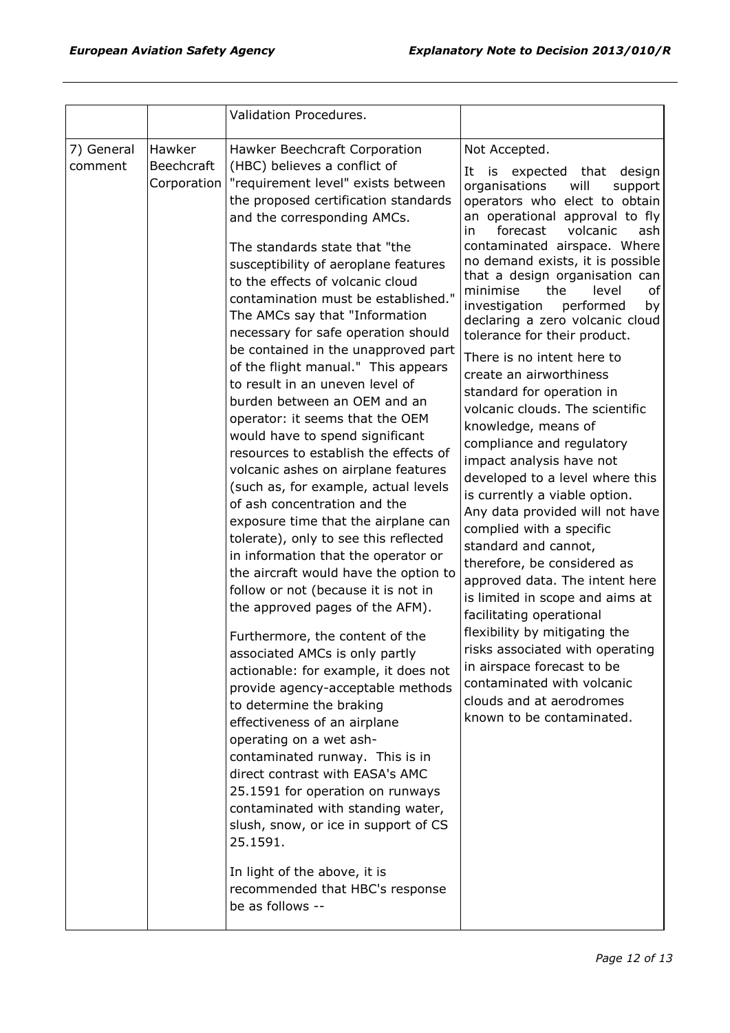| | | Validation Procedures. | |
|---|---|---|---|
| 7) General comment | Hawker Beechcraft Corporation | Hawker Beechcraft Corporation (HBC) believes a conflict of "requirement level" exists between the proposed certification standards and the corresponding AMCs.<br><br>The standards state that "the susceptibility of aeroplane features to the effects of volcanic cloud contamination must be established." The AMCs say that "Information necessary for safe operation should be contained in the unapproved part of the flight manual." This appears to result in an uneven level of burden between an OEM and an operator: it seems that the OEM would have to spend significant resources to establish the effects of volcanic ashes on airplane features (such as, for example, actual levels of ash concentration and the exposure time that the airplane can tolerate), only to see this reflected in information that the operator or the aircraft would have the option to follow or not (because it is not in the approved pages of the AFM).<br><br>Furthermore, the content of the associated AMCs is only partly actionable: for example, it does not provide agency-acceptable methods to determine the braking effectiveness of an airplane operating on a wet ash-contaminated runway. This is in direct contrast with EASA's AMC 25.1591 for operation on runways contaminated with standing water, slush, snow, or ice in support of CS 25.1591.<br><br>In light of the above, it is recommended that HBC's response be as follows -- | Not Accepted.<br><br>It is expected that design organisations will support operators who elect to obtain an operational approval to fly in forecast volcanic ash contaminated airspace. Where no demand exists, it is possible that a design organisation can minimise the level of investigation performed by declaring a zero volcanic cloud tolerance for their product.<br><br>There is no intent here to create an airworthiness standard for operation in volcanic clouds. The scientific knowledge, means of compliance and regulatory impact analysis have not developed to a level where this is currently a viable option. Any data provided will not have complied with a specific standard and cannot, therefore, be considered as approved data. The intent here is limited in scope and aims at facilitating operational flexibility by mitigating the risks associated with operating in airspace forecast to be contaminated with volcanic clouds and at aerodromes known to be contaminated. |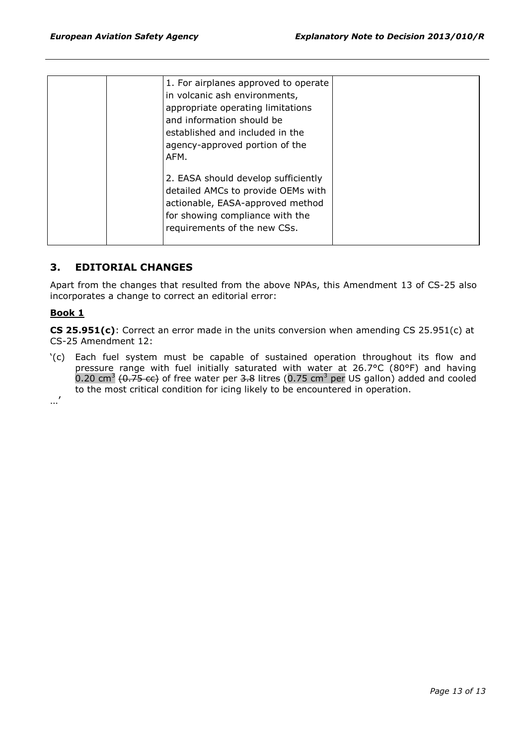| | | | |
|---|---|---|---|
| | | 1. For airplanes approved to operate in volcanic ash environments, appropriate operating limitations and information should be established and included in the agency-approved portion of the AFM.<br><br>2. EASA should develop sufficiently detailed AMCs to provide OEMs with actionable, EASA-approved method for showing compliance with the requirements of the new CSs. | |

## 3. EDITORIAL CHANGES

Apart from the changes that resulted from the above NPAs, this Amendment 13 of CS-25 also incorporates a change to correct an editorial error:

**Book 1**

**CS 25.951(c)**: Correct an error made in the units conversion when amending CS 25.951(c) at CS-25 Amendment 12:

'(c) Each fuel system must be capable of sustained operation throughout its flow and pressure range with fuel initially saturated with water at 26.7°C (80°F) and having 0.20 $cm^3$ ~~(0.75 cc)~~ of free water per ~~3.8~~ litre~~s~~ (0.75 $cm^3$ per US gallon) added and cooled to the most critical condition for icing likely to be encountered in operation.

…'